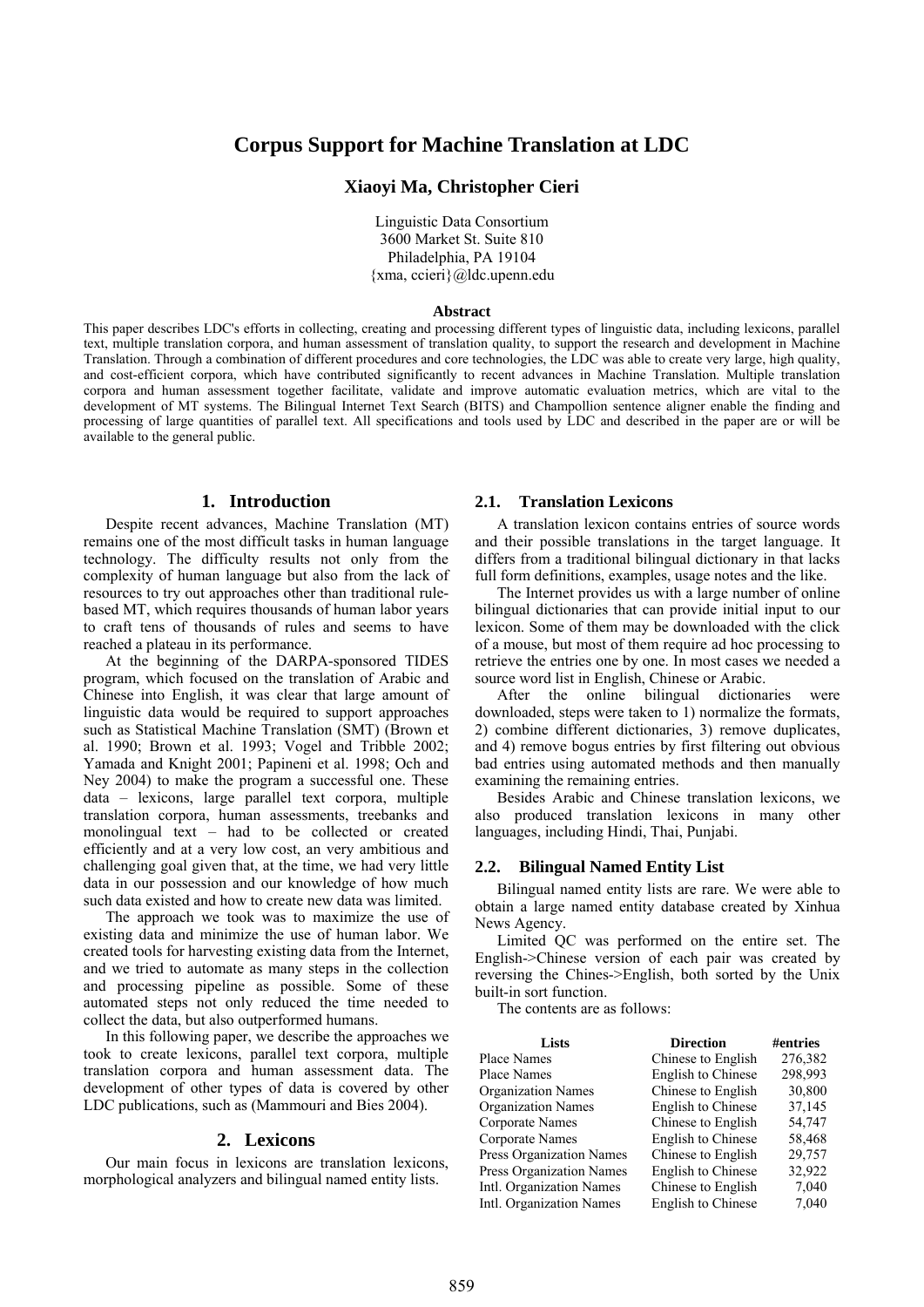# Corpus Support for Machine Translation at LDC

**Xiaoyi Ma, Christopher Cieri**

Linguistic Data Consortium
3600 Market St. Suite 810
Philadelphia, PA 19104
{xma, ccieri}@ldc.upenn.edu

**Abstract**

This paper describes LDC's efforts in collecting, creating and processing different types of linguistic data, including lexicons, parallel text, multiple translation corpora, and human assessment of translation quality, to support the research and development in Machine Translation. Through a combination of different procedures and core technologies, the LDC was able to create very large, high quality, and cost-efficient corpora, which have contributed significantly to recent advances in Machine Translation. Multiple translation corpora and human assessment together facilitate, validate and improve automatic evaluation metrics, which are vital to the development of MT systems. The Bilingual Internet Text Search (BITS) and Champollion sentence aligner enable the finding and processing of large quantities of parallel text. All specifications and tools used by LDC and described in the paper are or will be available to the general public.

## 1. Introduction

Despite recent advances, Machine Translation (MT) remains one of the most difficult tasks in human language technology. The difficulty results not only from the complexity of human language but also from the lack of resources to try out approaches other than traditional rule-based MT, which requires thousands of human labor years to craft tens of thousands of rules and seems to have reached a plateau in its performance.

At the beginning of the DARPA-sponsored TIDES program, which focused on the translation of Arabic and Chinese into English, it was clear that large amount of linguistic data would be required to support approaches such as Statistical Machine Translation (SMT) (Brown et al. 1990; Brown et al. 1993; Vogel and Tribble 2002; Yamada and Knight 2001; Papineni et al. 1998; Och and Ney 2004) to make the program a successful one. These data – lexicons, large parallel text corpora, multiple translation corpora, human assessments, treebanks and monolingual text – had to be collected or created efficiently and at a very low cost, an very ambitious and challenging goal given that, at the time, we had very little data in our possession and our knowledge of how much such data existed and how to create new data was limited.

The approach we took was to maximize the use of existing data and minimize the use of human labor. We created tools for harvesting existing data from the Internet, and we tried to automate as many steps in the collection and processing pipeline as possible. Some of these automated steps not only reduced the time needed to collect the data, but also outperformed humans.

In this following paper, we describe the approaches we took to create lexicons, parallel text corpora, multiple translation corpora and human assessment data. The development of other types of data is covered by other LDC publications, such as (Mammouri and Bies 2004).

## 2. Lexicons

Our main focus in lexicons are translation lexicons, morphological analyzers and bilingual named entity lists.

### 2.1. Translation Lexicons

A translation lexicon contains entries of source words and their possible translations in the target language. It differs from a traditional bilingual dictionary in that lacks full form definitions, examples, usage notes and the like.

The Internet provides us with a large number of online bilingual dictionaries that can provide initial input to our lexicon. Some of them may be downloaded with the click of a mouse, but most of them require ad hoc processing to retrieve the entries one by one. In most cases we needed a source word list in English, Chinese or Arabic.

After the online bilingual dictionaries were downloaded, steps were taken to 1) normalize the formats, 2) combine different dictionaries, 3) remove duplicates, and 4) remove bogus entries by first filtering out obvious bad entries using automated methods and then manually examining the remaining entries.

Besides Arabic and Chinese translation lexicons, we also produced translation lexicons in many other languages, including Hindi, Thai, Punjabi.

### 2.2. Bilingual Named Entity List

Bilingual named entity lists are rare. We were able to obtain a large named entity database created by Xinhua News Agency.

Limited QC was performed on the entire set. The English->Chinese version of each pair was created by reversing the Chines->English, both sorted by the Unix built-in sort function.

The contents are as follows:

| Lists | Direction | #entries |
|---|---|---|
| Place Names | Chinese to English | 276,382 |
| Place Names | English to Chinese | 298,993 |
| Organization Names | Chinese to English | 30,800 |
| Organization Names | English to Chinese | 37,145 |
| Corporate Names | Chinese to English | 54,747 |
| Corporate Names | English to Chinese | 58,468 |
| Press Organization Names | Chinese to English | 29,757 |
| Press Organization Names | English to Chinese | 32,922 |
| Intl. Organization Names | Chinese to English | 7,040 |
| Intl. Organization Names | English to Chinese | 7,040 |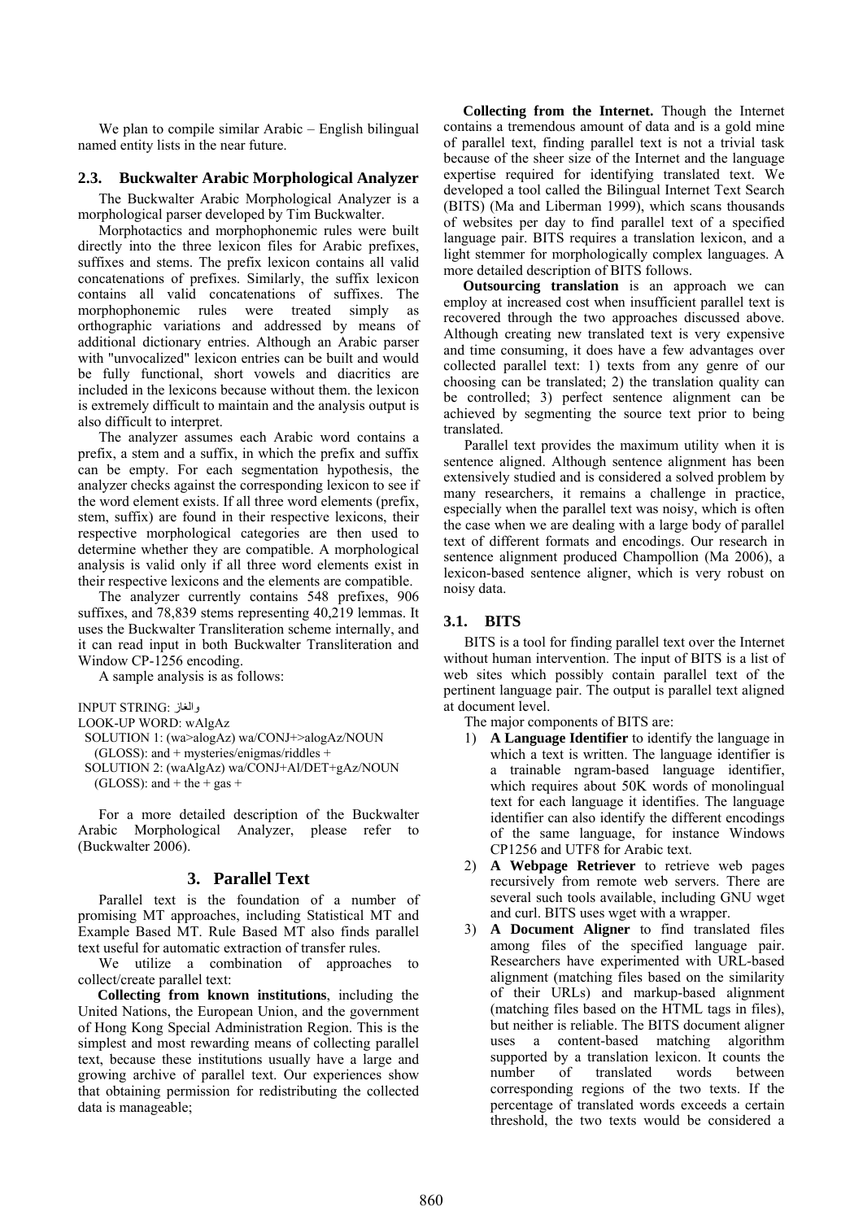We plan to compile similar Arabic – English bilingual named entity lists in the near future.

### 2.3. Buckwalter Arabic Morphological Analyzer

The Buckwalter Arabic Morphological Analyzer is a morphological parser developed by Tim Buckwalter.

Morphotactics and morphophonemic rules were built directly into the three lexicon files for Arabic prefixes, suffixes and stems. The prefix lexicon contains all valid concatenations of prefixes. Similarly, the suffix lexicon contains all valid concatenations of suffixes. The morphophonemic rules were treated simply as orthographic variations and addressed by means of additional dictionary entries. Although an Arabic parser with "unvocalized" lexicon entries can be built and would be fully functional, short vowels and diacritics are included in the lexicons because without them. the lexicon is extremely difficult to maintain and the analysis output is also difficult to interpret.

The analyzer assumes each Arabic word contains a prefix, a stem and a suffix, in which the prefix and suffix can be empty. For each segmentation hypothesis, the analyzer checks against the corresponding lexicon to see if the word element exists. If all three word elements (prefix, stem, suffix) are found in their respective lexicons, their respective morphological categories are then used to determine whether they are compatible. A morphological analysis is valid only if all three word elements exist in their respective lexicons and the elements are compatible.

The analyzer currently contains 548 prefixes, 906 suffixes, and 78,839 stems representing 40,219 lemmas. It uses the Buckwalter Transliteration scheme internally, and it can read input in both Buckwalter Transliteration and Window CP-1256 encoding.

A sample analysis is as follows:

```
INPUT STRING: والغاز
LOOK-UP WORD: wAlgAz
  SOLUTION 1: (wa>alogAz) wa/CONJ+>alogAz/NOUN
   (GLOSS): and + mysteries/enigmas/riddles +
  SOLUTION 2: (waAlgAz) wa/CONJ+Al/DET+gAz/NOUN
   (GLOSS): and + the + gas +
```

For a more detailed description of the Buckwalter Arabic Morphological Analyzer, please refer to (Buckwalter 2006).

## 3. Parallel Text

Parallel text is the foundation of a number of promising MT approaches, including Statistical MT and Example Based MT. Rule Based MT also finds parallel text useful for automatic extraction of transfer rules.

We utilize a combination of approaches to collect/create parallel text:

**Collecting from known institutions**, including the United Nations, the European Union, and the government of Hong Kong Special Administration Region. This is the simplest and most rewarding means of collecting parallel text, because these institutions usually have a large and growing archive of parallel text. Our experiences show that obtaining permission for redistributing the collected data is manageable;

**Collecting from the Internet.** Though the Internet contains a tremendous amount of data and is a gold mine of parallel text, finding parallel text is not a trivial task because of the sheer size of the Internet and the language expertise required for identifying translated text. We developed a tool called the Bilingual Internet Text Search (BITS) (Ma and Liberman 1999), which scans thousands of websites per day to find parallel text of a specified language pair. BITS requires a translation lexicon, and a light stemmer for morphologically complex languages. A more detailed description of BITS follows.

**Outsourcing translation** is an approach we can employ at increased cost when insufficient parallel text is recovered through the two approaches discussed above. Although creating new translated text is very expensive and time consuming, it does have a few advantages over collected parallel text: 1) texts from any genre of our choosing can be translated; 2) the translation quality can be controlled; 3) perfect sentence alignment can be achieved by segmenting the source text prior to being translated.

Parallel text provides the maximum utility when it is sentence aligned. Although sentence alignment has been extensively studied and is considered a solved problem by many researchers, it remains a challenge in practice, especially when the parallel text was noisy, which is often the case when we are dealing with a large body of parallel text of different formats and encodings. Our research in sentence alignment produced Champollion (Ma 2006), a lexicon-based sentence aligner, which is very robust on noisy data.

### 3.1. BITS

BITS is a tool for finding parallel text over the Internet without human intervention. The input of BITS is a list of web sites which possibly contain parallel text of the pertinent language pair. The output is parallel text aligned at document level.

The major components of BITS are:

1) **A Language Identifier** to identify the language in which a text is written. The language identifier is a trainable ngram-based language identifier, which requires about 50K words of monolingual text for each language it identifies. The language identifier can also identify the different encodings of the same language, for instance Windows CP1256 and UTF8 for Arabic text.
2) **A Webpage Retriever** to retrieve web pages recursively from remote web servers. There are several such tools available, including GNU wget and curl. BITS uses wget with a wrapper.
3) **A Document Aligner** to find translated files among files of the specified language pair. Researchers have experimented with URL-based alignment (matching files based on the similarity of their URLs) and markup-based alignment (matching files based on the HTML tags in files), but neither is reliable. The BITS document aligner uses a content-based matching algorithm supported by a translation lexicon. It counts the number of translated words between corresponding regions of the two texts. If the percentage of translated words exceeds a certain threshold, the two texts would be considered a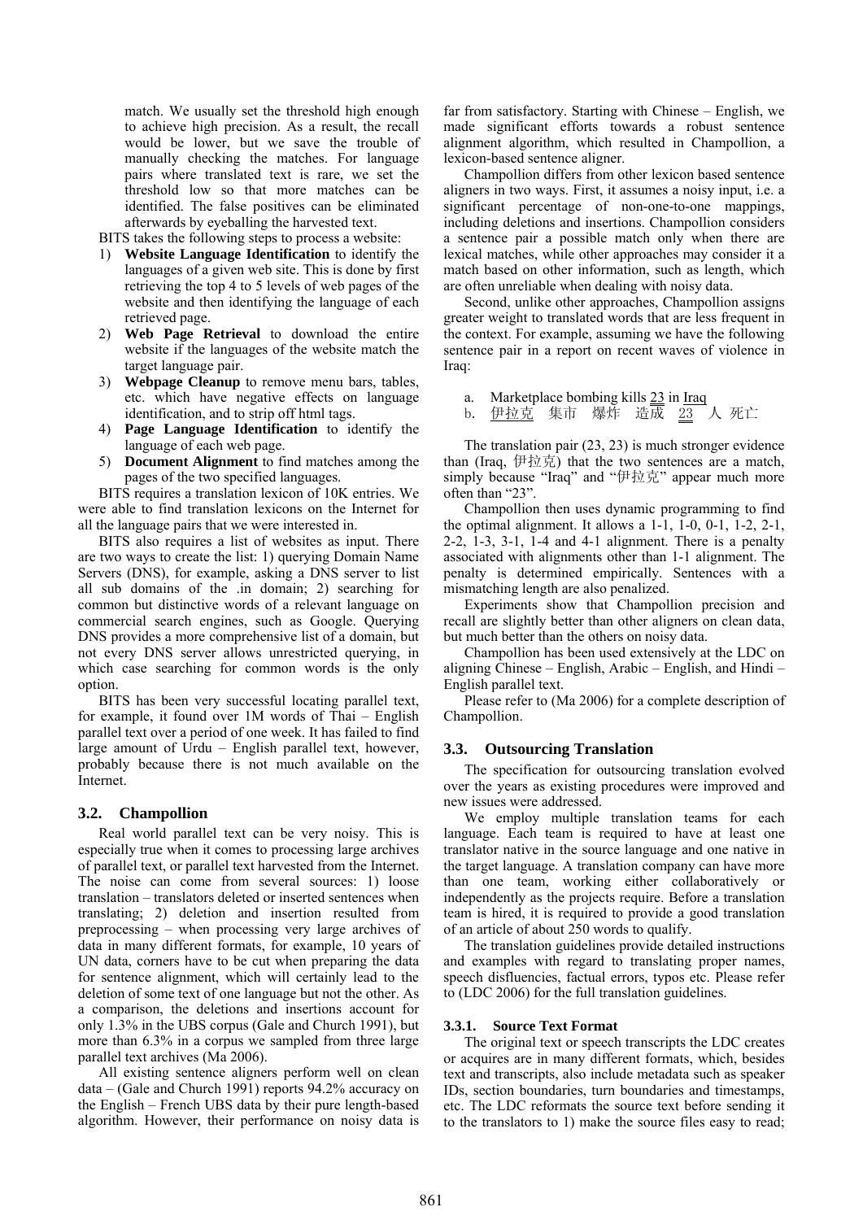match. We usually set the threshold high enough to achieve high precision. As a result, the recall would be lower, but we save the trouble of manually checking the matches. For language pairs where translated text is rare, we set the threshold low so that more matches can be identified. The false positives can be eliminated afterwards by eyeballing the harvested text.

BITS takes the following steps to process a website:

1) **Website Language Identification** to identify the languages of a given web site. This is done by first retrieving the top 4 to 5 levels of web pages of the website and then identifying the language of each retrieved page.
2) **Web Page Retrieval** to download the entire website if the languages of the website match the target language pair.
3) **Webpage Cleanup** to remove menu bars, tables, etc. which have negative effects on language identification, and to strip off html tags.
4) **Page Language Identification** to identify the language of each web page.
5) **Document Alignment** to find matches among the pages of the two specified languages.

BITS requires a translation lexicon of 10K entries. We were able to find translation lexicons on the Internet for all the language pairs that we were interested in.

BITS also requires a list of websites as input. There are two ways to create the list: 1) querying Domain Name Servers (DNS), for example, asking a DNS server to list all sub domains of the .in domain; 2) searching for common but distinctive words of a relevant language on commercial search engines, such as Google. Querying DNS provides a more comprehensive list of a domain, but not every DNS server allows unrestricted querying, in which case searching for common words is the only option.

BITS has been very successful locating parallel text, for example, it found over 1M words of Thai – English parallel text over a period of one week. It has failed to find large amount of Urdu – English parallel text, however, probably because there is not much available on the Internet.

## 3.2. Champollion

Real world parallel text can be very noisy. This is especially true when it comes to processing large archives of parallel text, or parallel text harvested from the Internet. The noise can come from several sources: 1) loose translation – translators deleted or inserted sentences when translating; 2) deletion and insertion resulted from preprocessing – when processing very large archives of data in many different formats, for example, 10 years of UN data, corners have to be cut when preparing the data for sentence alignment, which will certainly lead to the deletion of some text of one language but not the other. As a comparison, the deletions and insertions account for only 1.3% in the UBS corpus (Gale and Church 1991), but more than 6.3% in a corpus we sampled from three large parallel text archives (Ma 2006).

All existing sentence aligners perform well on clean data – (Gale and Church 1991) reports 94.2% accuracy on the English – French UBS data by their pure length-based algorithm. However, their performance on noisy data is far from satisfactory. Starting with Chinese – English, we made significant efforts towards a robust sentence alignment algorithm, which resulted in Champollion, a lexicon-based sentence aligner.

Champollion differs from other lexicon based sentence aligners in two ways. First, it assumes a noisy input, i.e. a significant percentage of non-one-to-one mappings, including deletions and insertions. Champollion considers a sentence pair a possible match only when there are lexical matches, while other approaches may consider it a match based on other information, such as length, which are often unreliable when dealing with noisy data.

Second, unlike other approaches, Champollion assigns greater weight to translated words that are less frequent in the context. For example, assuming we have the following sentence pair in a report on recent waves of violence in Iraq:

a. Marketplace bombing kills <u>23</u> in <u>Iraq</u>
b. <u>伊拉克</u> 集市 爆炸 造成 <u>23</u> 人 死亡

The translation pair (23, 23) is much stronger evidence than (Iraq, 伊拉克) that the two sentences are a match, simply because "Iraq" and "伊拉克" appear much more often than "23".

Champollion then uses dynamic programming to find the optimal alignment. It allows a 1-1, 1-0, 0-1, 1-2, 2-1, 2-2, 1-3, 3-1, 1-4 and 4-1 alignment. There is a penalty associated with alignments other than 1-1 alignment. The penalty is determined empirically. Sentences with a mismatching length are also penalized.

Experiments show that Champollion precision and recall are slightly better than other aligners on clean data, but much better than the others on noisy data.

Champollion has been used extensively at the LDC on aligning Chinese – English, Arabic – English, and Hindi – English parallel text.

Please refer to (Ma 2006) for a complete description of Champollion.

## 3.3. Outsourcing Translation

The specification for outsourcing translation evolved over the years as existing procedures were improved and new issues were addressed.

We employ multiple translation teams for each language. Each team is required to have at least one translator native in the source language and one native in the target language. A translation company can have more than one team, working either collaboratively or independently as the projects require. Before a translation team is hired, it is required to provide a good translation of an article of about 250 words to qualify.

The translation guidelines provide detailed instructions and examples with regard to translating proper names, speech disfluencies, factual errors, typos etc. Please refer to (LDC 2006) for the full translation guidelines.

### 3.3.1. Source Text Format

The original text or speech transcripts the LDC creates or acquires are in many different formats, which, besides text and transcripts, also include metadata such as speaker IDs, section boundaries, turn boundaries and timestamps, etc. The LDC reformats the source text before sending it to the translators to 1) make the source files easy to read;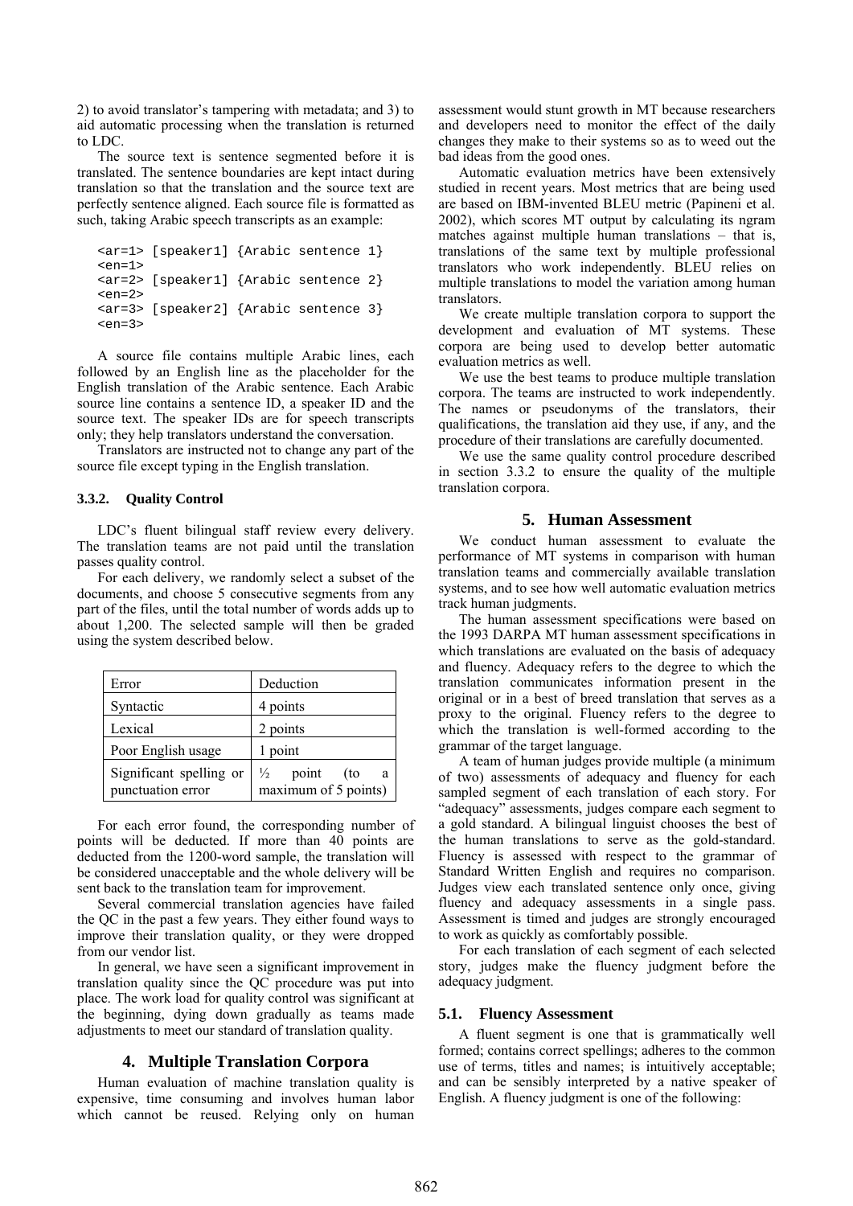2) to avoid translator's tampering with metadata; and 3) to aid automatic processing when the translation is returned to LDC.

The source text is sentence segmented before it is translated. The sentence boundaries are kept intact during translation so that the translation and the source text are perfectly sentence aligned. Each source file is formatted as such, taking Arabic speech transcripts as an example:

```
<ar=1> [speaker1] {Arabic sentence 1}
<en=1>
<ar=2> [speaker1] {Arabic sentence 2}
<en=2>
<ar=3> [speaker2] {Arabic sentence 3}
<en=3>
```

A source file contains multiple Arabic lines, each followed by an English line as the placeholder for the English translation of the Arabic sentence. Each Arabic source line contains a sentence ID, a speaker ID and the source text. The speaker IDs are for speech transcripts only; they help translators understand the conversation.

Translators are instructed not to change any part of the source file except typing in the English translation.

#### 3.3.2. Quality Control

LDC's fluent bilingual staff review every delivery. The translation teams are not paid until the translation passes quality control.

For each delivery, we randomly select a subset of the documents, and choose 5 consecutive segments from any part of the files, until the total number of words adds up to about 1,200. The selected sample will then be graded using the system described below.

| Error | Deduction |
| --- | --- |
| Syntactic | 4 points |
| Lexical | 2 points |
| Poor English usage | 1 point |
| Significant spelling or punctuation error | ½ point (to a maximum of 5 points) |

For each error found, the corresponding number of points will be deducted. If more than 40 points are deducted from the 1200-word sample, the translation will be considered unacceptable and the whole delivery will be sent back to the translation team for improvement.

Several commercial translation agencies have failed the QC in the past a few years. They either found ways to improve their translation quality, or they were dropped from our vendor list.

In general, we have seen a significant improvement in translation quality since the QC procedure was put into place. The work load for quality control was significant at the beginning, dying down gradually as teams made adjustments to meet our standard of translation quality.

## 4. Multiple Translation Corpora

Human evaluation of machine translation quality is expensive, time consuming and involves human labor which cannot be reused. Relying only on human assessment would stunt growth in MT because researchers and developers need to monitor the effect of the daily changes they make to their systems so as to weed out the bad ideas from the good ones.

Automatic evaluation metrics have been extensively studied in recent years. Most metrics that are being used are based on IBM-invented BLEU metric (Papineni et al. 2002), which scores MT output by calculating its ngram matches against multiple human translations – that is, translations of the same text by multiple professional translators who work independently. BLEU relies on multiple translations to model the variation among human translators.

We create multiple translation corpora to support the development and evaluation of MT systems. These corpora are being used to develop better automatic evaluation metrics as well.

We use the best teams to produce multiple translation corpora. The teams are instructed to work independently. The names or pseudonyms of the translators, their qualifications, the translation aid they use, if any, and the procedure of their translations are carefully documented.

We use the same quality control procedure described in section 3.3.2 to ensure the quality of the multiple translation corpora.

## 5. Human Assessment

We conduct human assessment to evaluate the performance of MT systems in comparison with human translation teams and commercially available translation systems, and to see how well automatic evaluation metrics track human judgments.

The human assessment specifications were based on the 1993 DARPA MT human assessment specifications in which translations are evaluated on the basis of adequacy and fluency. Adequacy refers to the degree to which the translation communicates information present in the original or in a best of breed translation that serves as a proxy to the original. Fluency refers to the degree to which the translation is well-formed according to the grammar of the target language.

A team of human judges provide multiple (a minimum of two) assessments of adequacy and fluency for each sampled segment of each translation of each story. For "adequacy" assessments, judges compare each segment to a gold standard. A bilingual linguist chooses the best of the human translations to serve as the gold-standard. Fluency is assessed with respect to the grammar of Standard Written English and requires no comparison. Judges view each translated sentence only once, giving fluency and adequacy assessments in a single pass. Assessment is timed and judges are strongly encouraged to work as quickly as comfortably possible.

For each translation of each segment of each selected story, judges make the fluency judgment before the adequacy judgment.

### 5.1. Fluency Assessment

A fluent segment is one that is grammatically well formed; contains correct spellings; adheres to the common use of terms, titles and names; is intuitively acceptable; and can be sensibly interpreted by a native speaker of English. A fluency judgment is one of the following: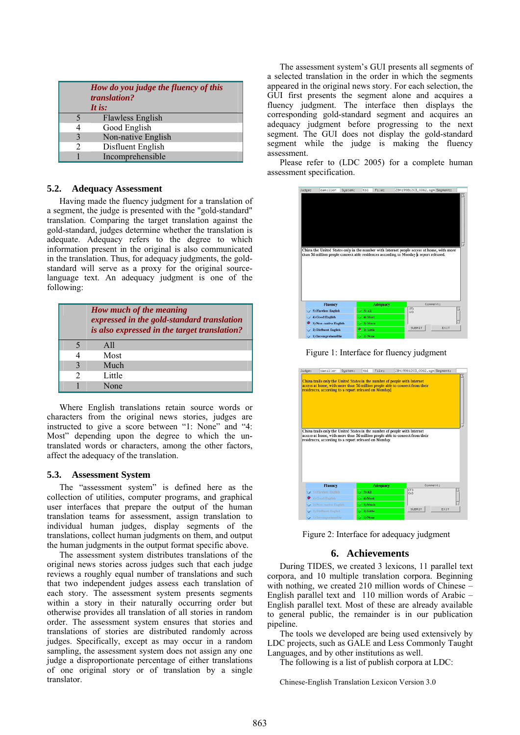| How do you judge the fluency of this translation? It is: | |
|---|---|
| 5 | Flawless English |
| 4 | Good English |
| 3 | Non-native English |
| 2 | Disfluent English |
| 1 | Incomprehensible |

### 5.2. Adequacy Assessment

Having made the fluency judgment for a translation of a segment, the judge is presented with the "gold-standard" translation. Comparing the target translation against the gold-standard, judges determine whether the translation is adequate. Adequacy refers to the degree to which information present in the original is also communicated in the translation. Thus, for adequacy judgments, the gold-standard will serve as a proxy for the original source-language text. An adequacy judgment is one of the following:

| How much of the meaning expressed in the gold-standard translation is also expressed in the target translation? | |
|---|---|
| 5 | All |
| 4 | Most |
| 3 | Much |
| 2 | Little |
| 1 | None |

Where English translations retain source words or characters from the original news stories, judges are instructed to give a score between "1: None" and "4: Most" depending upon the degree to which the un-translated words or characters, among the other factors, affect the adequacy of the translation.

### 5.3. Assessment System

The "assessment system" is defined here as the collection of utilities, computer programs, and graphical user interfaces that prepare the output of the human translation teams for assessment, assign translation to individual human judges, display segments of the translations, collect human judgments on them, and output the human judgments in the output format specific above.

The assessment system distributes translations of the original news stories across judges such that each judge reviews a roughly equal number of translations and such that two independent judges assess each translation of each story. The assessment system presents segments within a story in their naturally occurring order but otherwise provides all translation of all stories in random order. The assessment system ensures that stories and translations of stories are distributed randomly across judges. Specifically, except as may occur in a random sampling, the assessment system does not assign any one judge a disproportionate percentage of either translations of one original story or of translation by a single translator.

The assessment system's GUI presents all segments of a selected translation in the order in which the segments appeared in the original news story. For each selection, the GUI first presents the segment alone and acquires a fluency judgment. The interface then displays the corresponding gold-standard segment and acquires an adequacy judgment before progressing to the next segment. The GUI does not display the gold-standard segment while the judge is making the fluency assessment.

Please refer to (LDC 2005) for a complete human assessment specification.

Figure 1: Interface for fluency judgment

Figure 2: Interface for adequacy judgment

## 6. Achievements

During TIDES, we created 3 lexicons, 11 parallel text corpora, and 10 multiple translation corpora. Beginning with nothing, we created 210 million words of Chinese – English parallel text and 110 million words of Arabic – English parallel text. Most of these are already available to general public, the remainder is in our publication pipeline.

The tools we developed are being used extensively by LDC projects, such as GALE and Less Commonly Taught Languages, and by other institutions as well.

The following is a list of publish corpora at LDC:

Chinese-English Translation Lexicon Version 3.0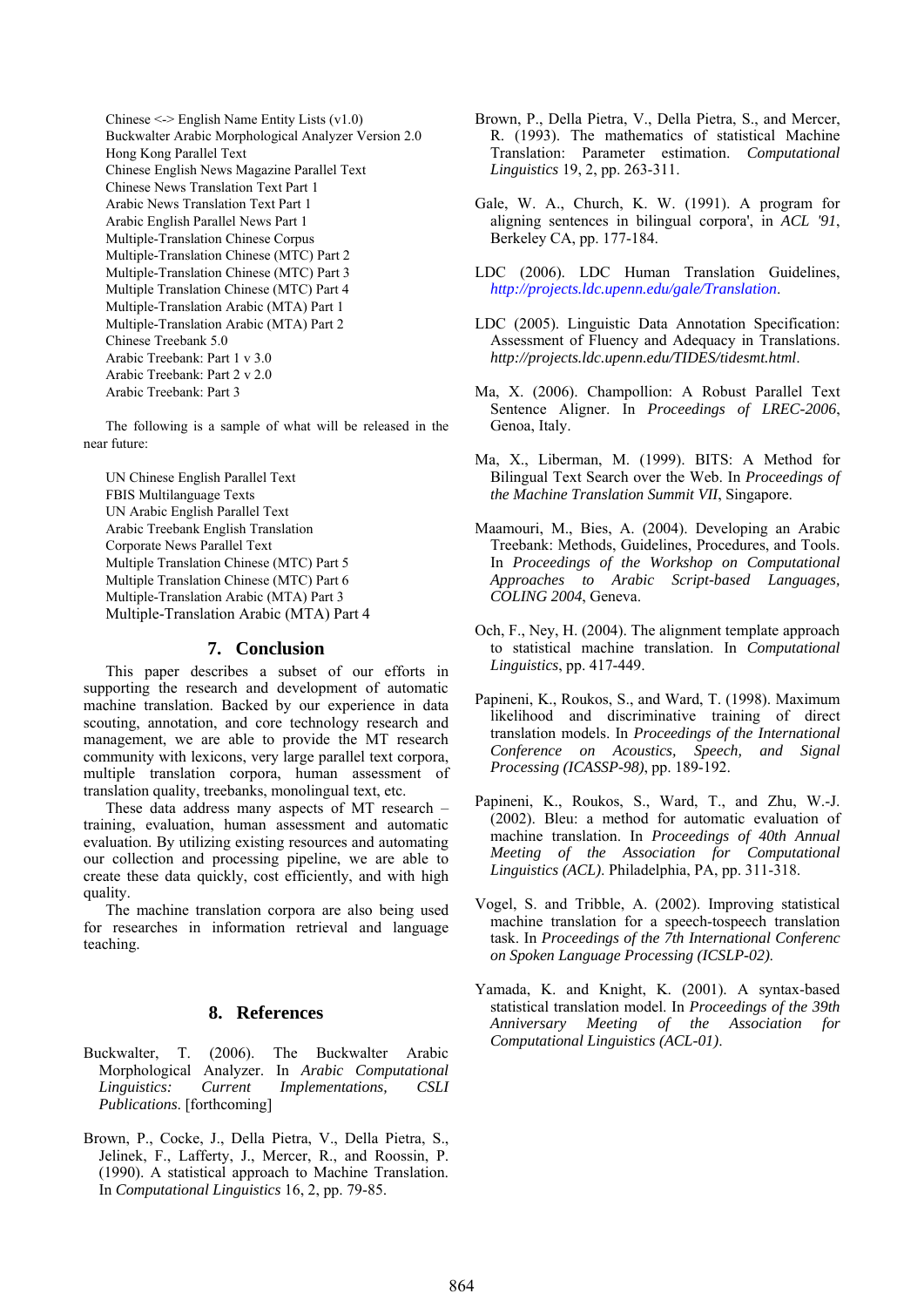Chinese <-> English Name Entity Lists (v1.0)
Buckwalter Arabic Morphological Analyzer Version 2.0
Hong Kong Parallel Text
Chinese English News Magazine Parallel Text
Chinese News Translation Text Part 1
Arabic News Translation Text Part 1
Arabic English Parallel News Part 1
Multiple-Translation Chinese Corpus
Multiple-Translation Chinese (MTC) Part 2
Multiple-Translation Chinese (MTC) Part 3
Multiple Translation Chinese (MTC) Part 4
Multiple-Translation Arabic (MTA) Part 1
Multiple-Translation Arabic (MTA) Part 2
Chinese Treebank 5.0
Arabic Treebank: Part 1 v 3.0
Arabic Treebank: Part 2 v 2.0
Arabic Treebank: Part 3

The following is a sample of what will be released in the near future:

UN Chinese English Parallel Text
FBIS Multilanguage Texts
UN Arabic English Parallel Text
Arabic Treebank English Translation
Corporate News Parallel Text
Multiple Translation Chinese (MTC) Part 5
Multiple Translation Chinese (MTC) Part 6
Multiple-Translation Arabic (MTA) Part 3
Multiple-Translation Arabic (MTA) Part 4

## 7. Conclusion

This paper describes a subset of our efforts in supporting the research and development of automatic machine translation. Backed by our experience in data scouting, annotation, and core technology research and management, we are able to provide the MT research community with lexicons, very large parallel text corpora, multiple translation corpora, human assessment of translation quality, treebanks, monolingual text, etc.

These data address many aspects of MT research – training, evaluation, human assessment and automatic evaluation. By utilizing existing resources and automating our collection and processing pipeline, we are able to create these data quickly, cost efficiently, and with high quality.

The machine translation corpora are also being used for researches in information retrieval and language teaching.

## 8. References

Buckwalter, T. (2006). The Buckwalter Arabic Morphological Analyzer. In *Arabic Computational Linguistics: Current Implementations, CSLI Publications*. [forthcoming]

Brown, P., Cocke, J., Della Pietra, V., Della Pietra, S., Jelinek, F., Lafferty, J., Mercer, R., and Roossin, P. (1990). A statistical approach to Machine Translation. In *Computational Linguistics* 16, 2, pp. 79-85.

Brown, P., Della Pietra, V., Della Pietra, S., and Mercer, R. (1993). The mathematics of statistical Machine Translation: Parameter estimation. *Computational Linguistics* 19, 2, pp. 263-311.

Gale, W. A., Church, K. W. (1991). A program for aligning sentences in bilingual corpora', in *ACL '91*, Berkeley CA, pp. 177-184.

LDC (2006). LDC Human Translation Guidelines, *http://projects.ldc.upenn.edu/gale/Translation*.

LDC (2005). Linguistic Data Annotation Specification: Assessment of Fluency and Adequacy in Translations. *http://projects.ldc.upenn.edu/TIDES/tidesmt.html*.

Ma, X. (2006). Champollion: A Robust Parallel Text Sentence Aligner. In *Proceedings of LREC-2006*, Genoa, Italy.

Ma, X., Liberman, M. (1999). BITS: A Method for Bilingual Text Search over the Web. In *Proceedings of the Machine Translation Summit VII*, Singapore.

Maamouri, M., Bies, A. (2004). Developing an Arabic Treebank: Methods, Guidelines, Procedures, and Tools. In *Proceedings of the Workshop on Computational Approaches to Arabic Script-based Languages, COLING 2004*, Geneva.

Och, F., Ney, H. (2004). The alignment template approach to statistical machine translation. In *Computational Linguistics*, pp. 417-449.

Papineni, K., Roukos, S., and Ward, T. (1998). Maximum likelihood and discriminative training of direct translation models. In *Proceedings of the International Conference on Acoustics, Speech, and Signal Processing (ICASSP-98)*, pp. 189-192.

Papineni, K., Roukos, S., Ward, T., and Zhu, W.-J. (2002). Bleu: a method for automatic evaluation of machine translation. In *Proceedings of 40th Annual Meeting of the Association for Computational Linguistics (ACL)*. Philadelphia, PA, pp. 311-318.

Vogel, S. and Tribble, A. (2002). Improving statistical machine translation for a speech-tospeech translation task. In *Proceedings of the 7th International Conferenc on Spoken Language Processing (ICSLP-02).*

Yamada, K. and Knight, K. (2001). A syntax-based statistical translation model. In *Proceedings of the 39th Anniversary Meeting of the Association for Computational Linguistics (ACL-01)*.